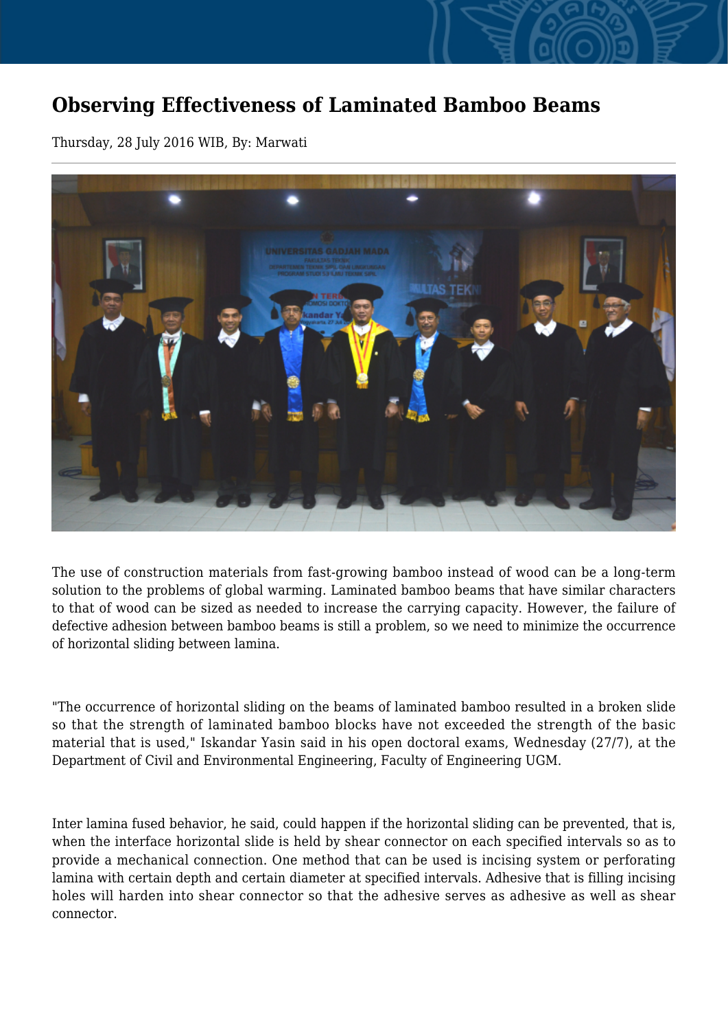# Observing Effectiveness of Laminated Bamboo Beams

Thursday, 28 July 2016 WIB, By: Marwati

The use of construction materials from fast-growing bamboo instead of wood can be a long-term solution to the problems of global warming. Laminated bamboo beams that have similar characters to that of wood can be sized as needed to increase the carrying capacity. However, the failure of defective adhesion between bamboo beams is still a problem, so we need to minimize the occurrence of horizontal sliding between lamina.

"The occurrence of horizontal sliding on the beams of laminated bamboo resulted in a broken slide so that the strength of laminated bamboo blocks have not exceeded the strength of the basic material that is used," Iskandar Yasin said in his open doctoral exams, Wednesday (27/7), at the Department of Civil and Environmental Engineering, Faculty of Engineering UGM.

Inter lamina fused behavior, he said, could happen if the horizontal sliding can be prevented, that is, when the interface horizontal slide is held by shear connector on each specified intervals so as to provide a mechanical connection. One method that can be used is incising system or perforating lamina with certain depth and certain diameter at specified intervals. Adhesive that is filling incising holes will harden into shear connector so that the adhesive serves as adhesive as well as shear connector.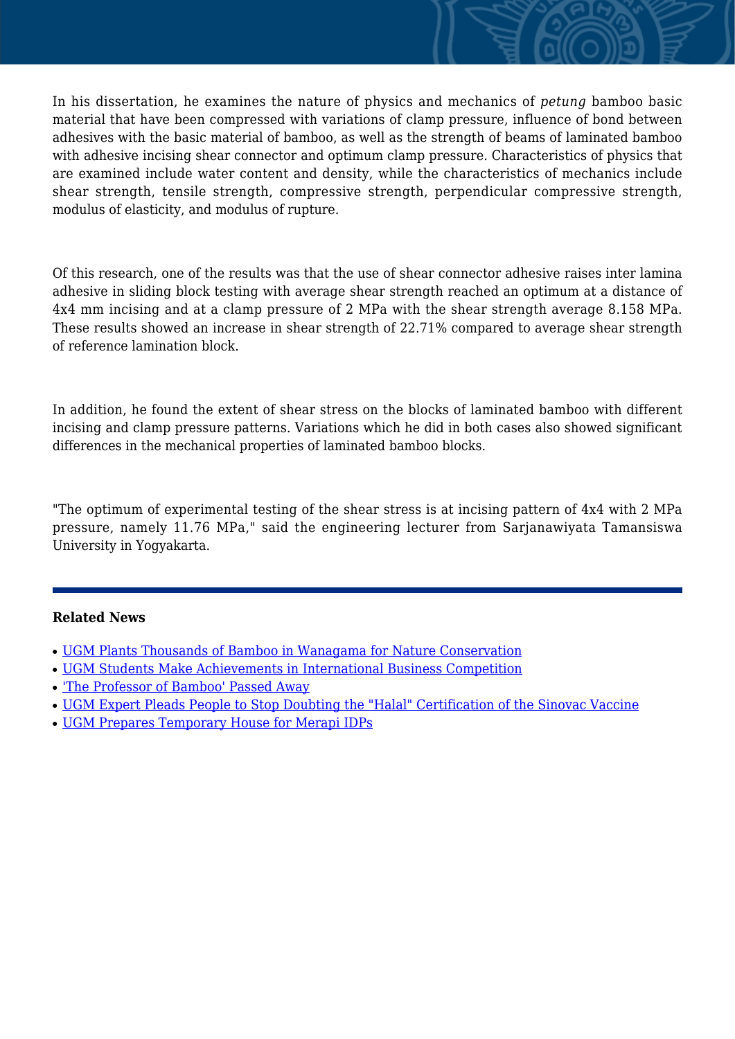In his dissertation, he examines the nature of physics and mechanics of *petung* bamboo basic material that have been compressed with variations of clamp pressure, influence of bond between adhesives with the basic material of bamboo, as well as the strength of beams of laminated bamboo with adhesive incising shear connector and optimum clamp pressure. Characteristics of physics that are examined include water content and density, while the characteristics of mechanics include shear strength, tensile strength, compressive strength, perpendicular compressive strength, modulus of elasticity, and modulus of rupture.

Of this research, one of the results was that the use of shear connector adhesive raises inter lamina adhesive in sliding block testing with average shear strength reached an optimum at a distance of 4x4 mm incising and at a clamp pressure of 2 MPa with the shear strength average 8.158 MPa. These results showed an increase in shear strength of 22.71% compared to average shear strength of reference lamination block.

In addition, he found the extent of shear stress on the blocks of laminated bamboo with different incising and clamp pressure patterns. Variations which he did in both cases also showed significant differences in the mechanical properties of laminated bamboo blocks.

"The optimum of experimental testing of the shear stress is at incising pattern of 4x4 with 2 MPa pressure, namely 11.76 MPa," said the engineering lecturer from Sarjanawiyata Tamansiswa University in Yogyakarta.

---

**Related News**

- UGM Plants Thousands of Bamboo in Wanagama for Nature Conservation
- UGM Students Make Achievements in International Business Competition
- 'The Professor of Bamboo' Passed Away
- UGM Expert Pleads People to Stop Doubting the "Halal" Certification of the Sinovac Vaccine
- UGM Prepares Temporary House for Merapi IDPs